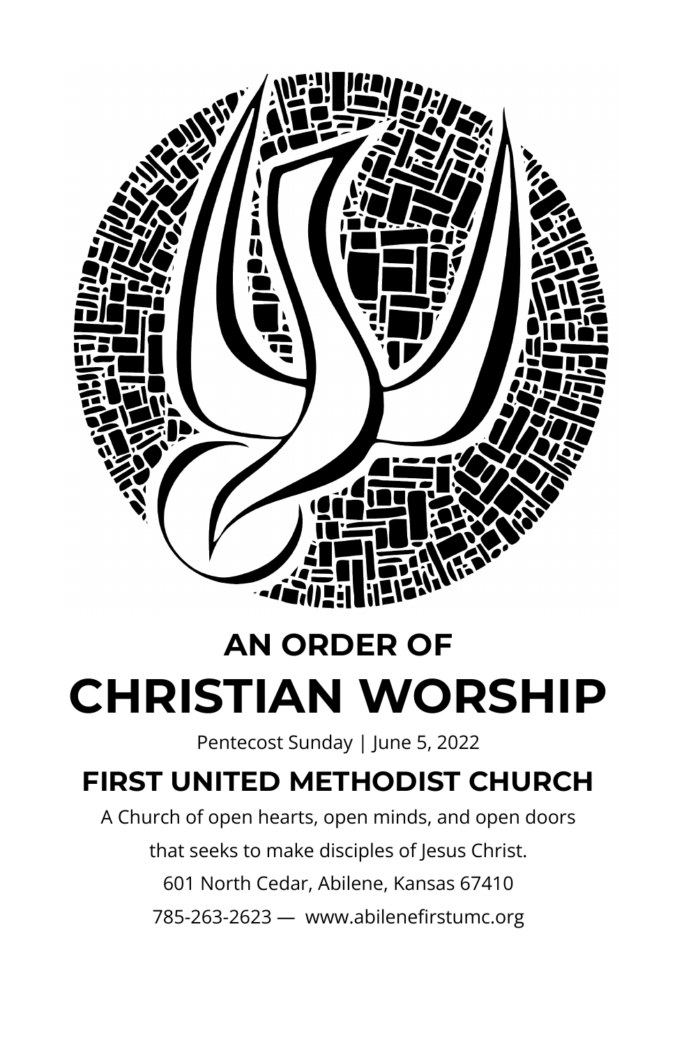# AN ORDER OF

# CHRISTIAN WORSHIP

Pentecost Sunday | June 5, 2022

## FIRST UNITED METHODIST CHURCH

A Church of open hearts, open minds, and open doors

that seeks to make disciples of Jesus Christ.

601 North Cedar, Abilene, Kansas 67410

785-263-2623 — www.abilenefirstumc.org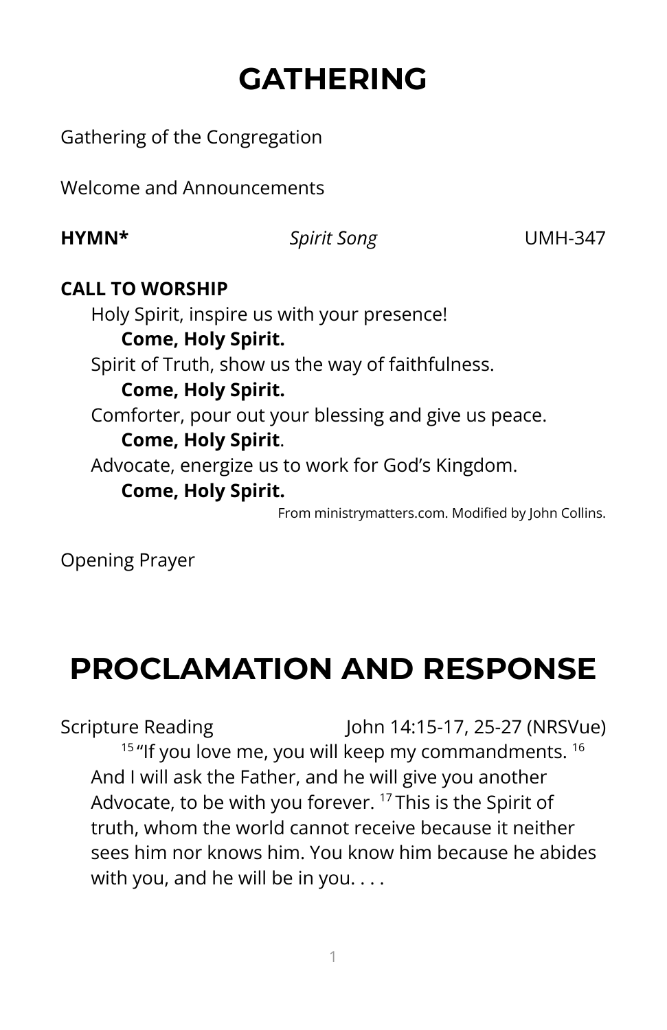# GATHERING

Gathering of the Congregation

Welcome and Announcements

**HYMN*** *Spirit Song* UMH-347

**CALL TO WORSHIP**

Holy Spirit, inspire us with your presence!

**Come, Holy Spirit.**

Spirit of Truth, show us the way of faithfulness.

**Come, Holy Spirit.**

Comforter, pour out your blessing and give us peace.

**Come, Holy Spirit**.

Advocate, energize us to work for God's Kingdom.

**Come, Holy Spirit.**

From ministrymatters.com. Modified by John Collins.

Opening Prayer

# PROCLAMATION AND RESPONSE

Scripture Reading John 14:15-17, 25-27 (NRSVue)

[15] "If you love me, you will keep my commandments. [16] And I will ask the Father, and he will give you another Advocate, to be with you forever. [17] This is the Spirit of truth, whom the world cannot receive because it neither sees him nor knows him. You know him because he abides with you, and he will be in you. . . .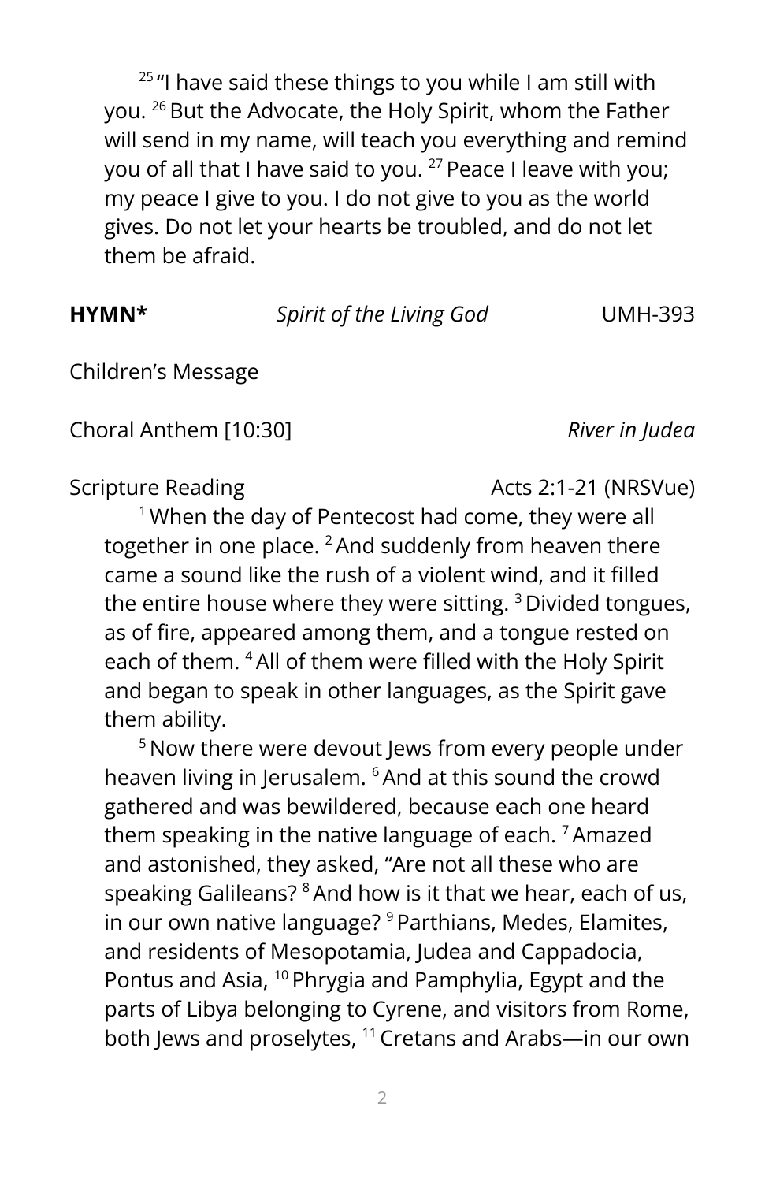[25] "I have said these things to you while I am still with you. [26] But the Advocate, the Holy Spirit, whom the Father will send in my name, will teach you everything and remind you of all that I have said to you. [27] Peace I leave with you; my peace I give to you. I do not give to you as the world gives. Do not let your hearts be troubled, and do not let them be afraid.

**HYMN*** *Spirit of the Living God* UMH-393

Children's Message

Choral Anthem [10:30] *River in Judea*

Scripture Reading Acts 2:1-21 (NRSVue)

[1] When the day of Pentecost had come, they were all together in one place. [2] And suddenly from heaven there came a sound like the rush of a violent wind, and it filled the entire house where they were sitting. [3] Divided tongues, as of fire, appeared among them, and a tongue rested on each of them. [4] All of them were filled with the Holy Spirit and began to speak in other languages, as the Spirit gave them ability.

[5] Now there were devout Jews from every people under heaven living in Jerusalem. [6] And at this sound the crowd gathered and was bewildered, because each one heard them speaking in the native language of each. [7] Amazed and astonished, they asked, "Are not all these who are speaking Galileans? [8] And how is it that we hear, each of us, in our own native language? [9] Parthians, Medes, Elamites, and residents of Mesopotamia, Judea and Cappadocia, Pontus and Asia, [10] Phrygia and Pamphylia, Egypt and the parts of Libya belonging to Cyrene, and visitors from Rome, both Jews and proselytes, [11] Cretans and Arabs—in our own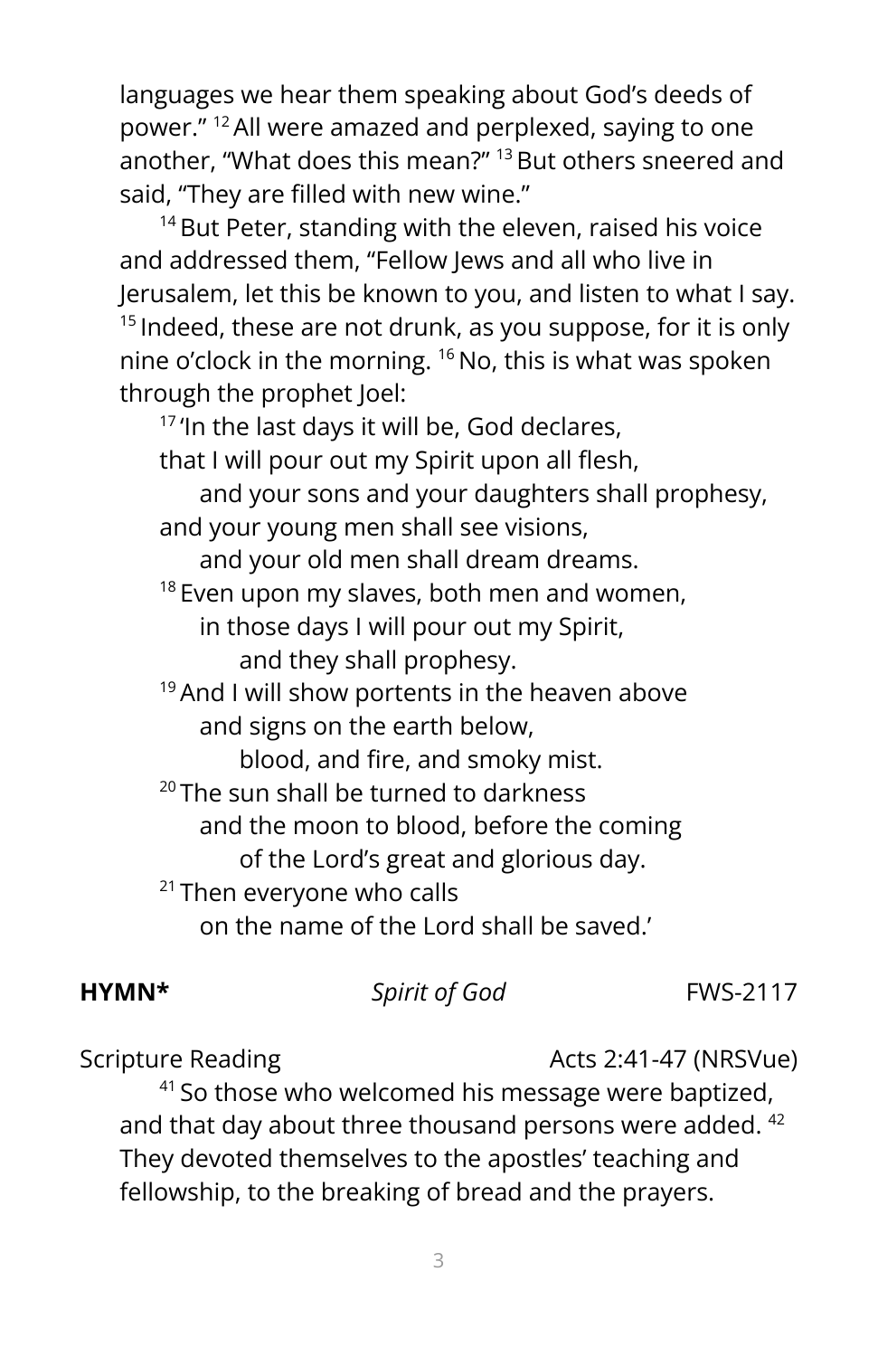languages we hear them speaking about God's deeds of power." [12] All were amazed and perplexed, saying to one another, "What does this mean?" [13] But others sneered and said, "They are filled with new wine."

[14] But Peter, standing with the eleven, raised his voice and addressed them, "Fellow Jews and all who live in Jerusalem, let this be known to you, and listen to what I say. [15] Indeed, these are not drunk, as you suppose, for it is only nine o'clock in the morning. [16] No, this is what was spoken through the prophet Joel:

[17] 'In the last days it will be, God declares,
that I will pour out my Spirit upon all flesh,
and your sons and your daughters shall prophesy,
and your young men shall see visions,
and your old men shall dream dreams.
[18] Even upon my slaves, both men and women,
in those days I will pour out my Spirit,
and they shall prophesy.
[19] And I will show portents in the heaven above
and signs on the earth below,
blood, and fire, and smoky mist.
[20] The sun shall be turned to darkness
and the moon to blood, before the coming
of the Lord's great and glorious day.
[21] Then everyone who calls
on the name of the Lord shall be saved.'

**HYMN*** *Spirit of God* FWS-2117

Scripture Reading Acts 2:41-47 (NRSVue)

[41] So those who welcomed his message were baptized, and that day about three thousand persons were added. [42] They devoted themselves to the apostles' teaching and fellowship, to the breaking of bread and the prayers.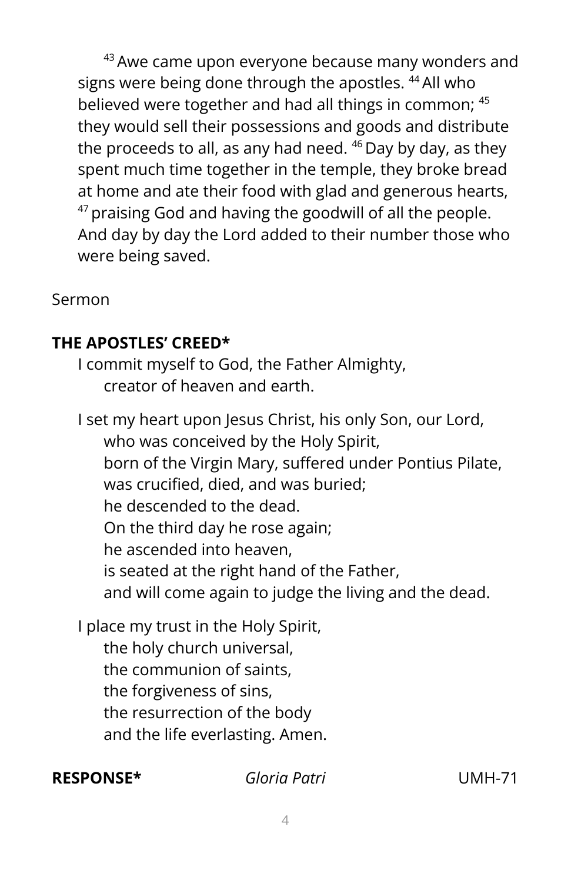[43] Awe came upon everyone because many wonders and signs were being done through the apostles. [44] All who believed were together and had all things in common; [45] they would sell their possessions and goods and distribute the proceeds to all, as any had need. [46] Day by day, as they spent much time together in the temple, they broke bread at home and ate their food with glad and generous hearts, [47] praising God and having the goodwill of all the people. And day by day the Lord added to their number those who were being saved.

Sermon

**THE APOSTLES' CREED***

I commit myself to God, the Father Almighty,
creator of heaven and earth.

I set my heart upon Jesus Christ, his only Son, our Lord,
who was conceived by the Holy Spirit,
born of the Virgin Mary, suffered under Pontius Pilate,
was crucified, died, and was buried;
he descended to the dead.
On the third day he rose again;
he ascended into heaven,
is seated at the right hand of the Father,
and will come again to judge the living and the dead.

I place my trust in the Holy Spirit,
the holy church universal,
the communion of saints,
the forgiveness of sins,
the resurrection of the body
and the life everlasting. Amen.

**RESPONSE*** *Gloria Patri* UMH-71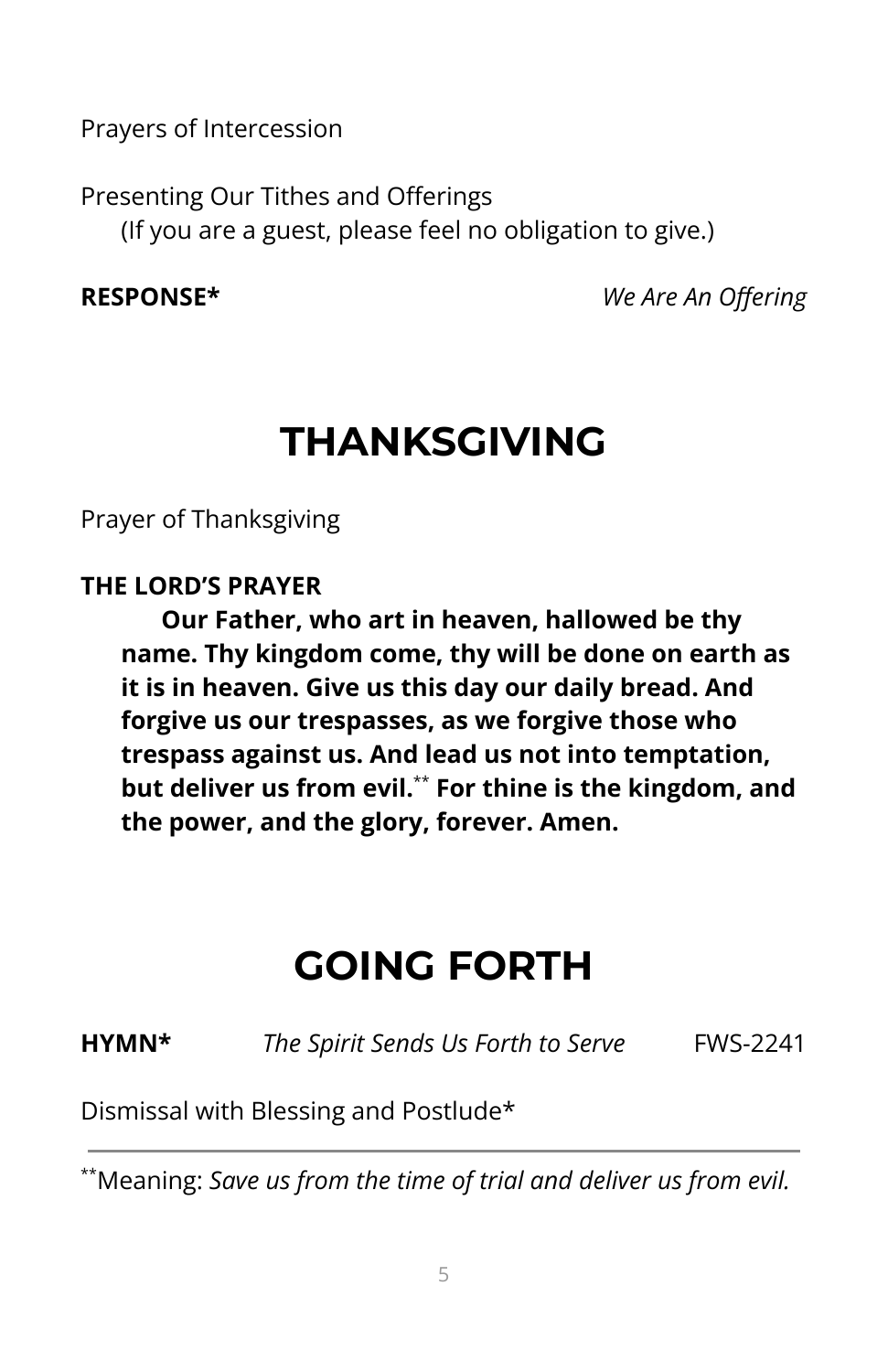Prayers of Intercession

Presenting Our Tithes and Offerings
(If you are a guest, please feel no obligation to give.)

**RESPONSE*** *We Are An Offering*

# THANKSGIVING

Prayer of Thanksgiving

**THE LORD'S PRAYER**

**Our Father, who art in heaven, hallowed be thy name. Thy kingdom come, thy will be done on earth as it is in heaven. Give us this day our daily bread. And forgive us our trespasses, as we forgive those who trespass against us. And lead us not into temptation, but deliver us from evil.**[**] **For thine is the kingdom, and the power, and the glory, forever. Amen.**

# GOING FORTH

**HYMN*** *The Spirit Sends Us Forth to Serve* FWS-2241

Dismissal with Blessing and Postlude*

---

[**]Meaning: *Save us from the time of trial and deliver us from evil.*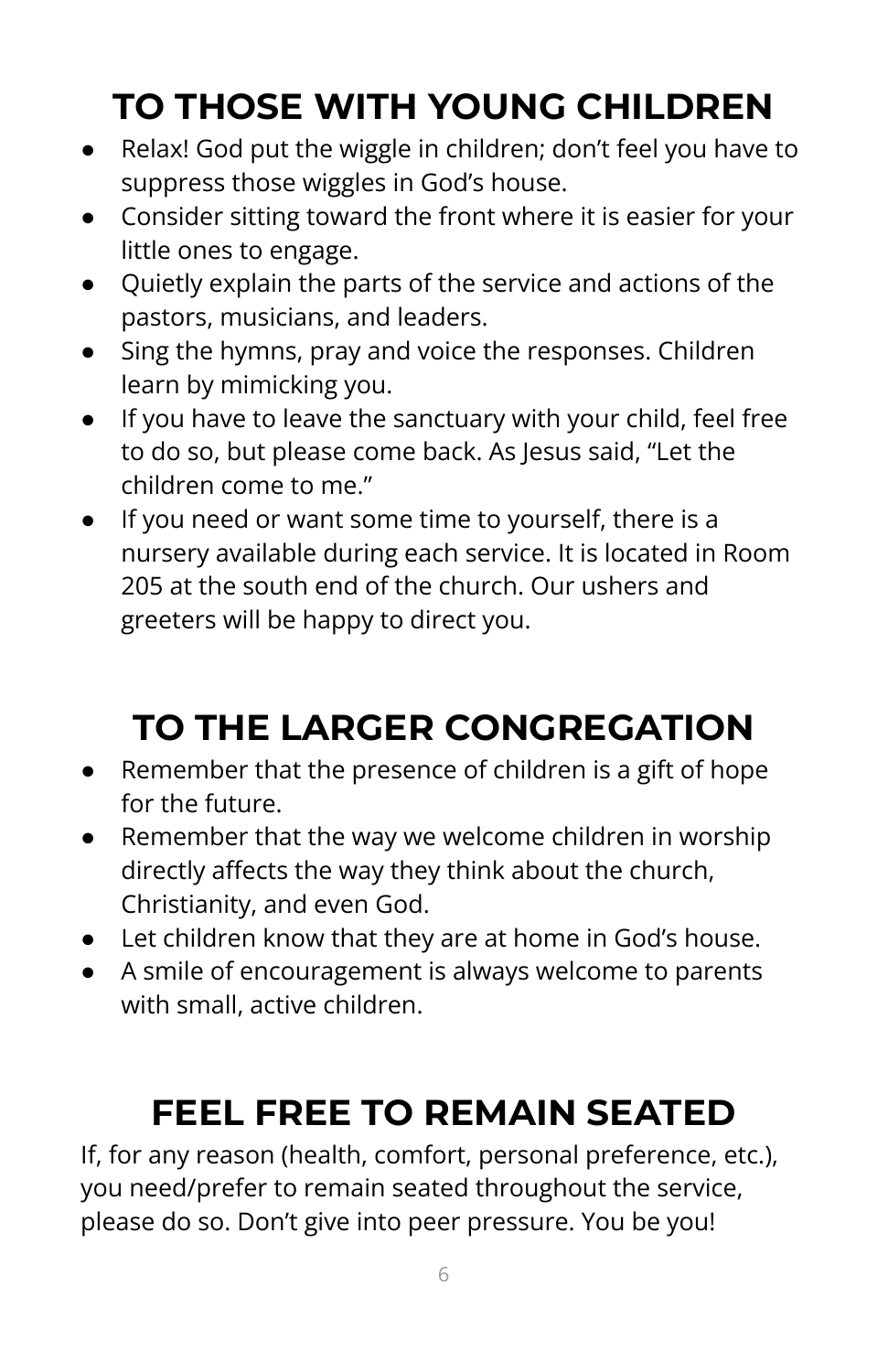## TO THOSE WITH YOUNG CHILDREN

- Relax! God put the wiggle in children; don't feel you have to suppress those wiggles in God's house.
- Consider sitting toward the front where it is easier for your little ones to engage.
- Quietly explain the parts of the service and actions of the pastors, musicians, and leaders.
- Sing the hymns, pray and voice the responses. Children learn by mimicking you.
- If you have to leave the sanctuary with your child, feel free to do so, but please come back. As Jesus said, "Let the children come to me."
- If you need or want some time to yourself, there is a nursery available during each service. It is located in Room 205 at the south end of the church. Our ushers and greeters will be happy to direct you.

## TO THE LARGER CONGREGATION

- Remember that the presence of children is a gift of hope for the future.
- Remember that the way we welcome children in worship directly affects the way they think about the church, Christianity, and even God.
- Let children know that they are at home in God's house.
- A smile of encouragement is always welcome to parents with small, active children.

## FEEL FREE TO REMAIN SEATED

If, for any reason (health, comfort, personal preference, etc.), you need/prefer to remain seated throughout the service, please do so. Don't give into peer pressure. You be you!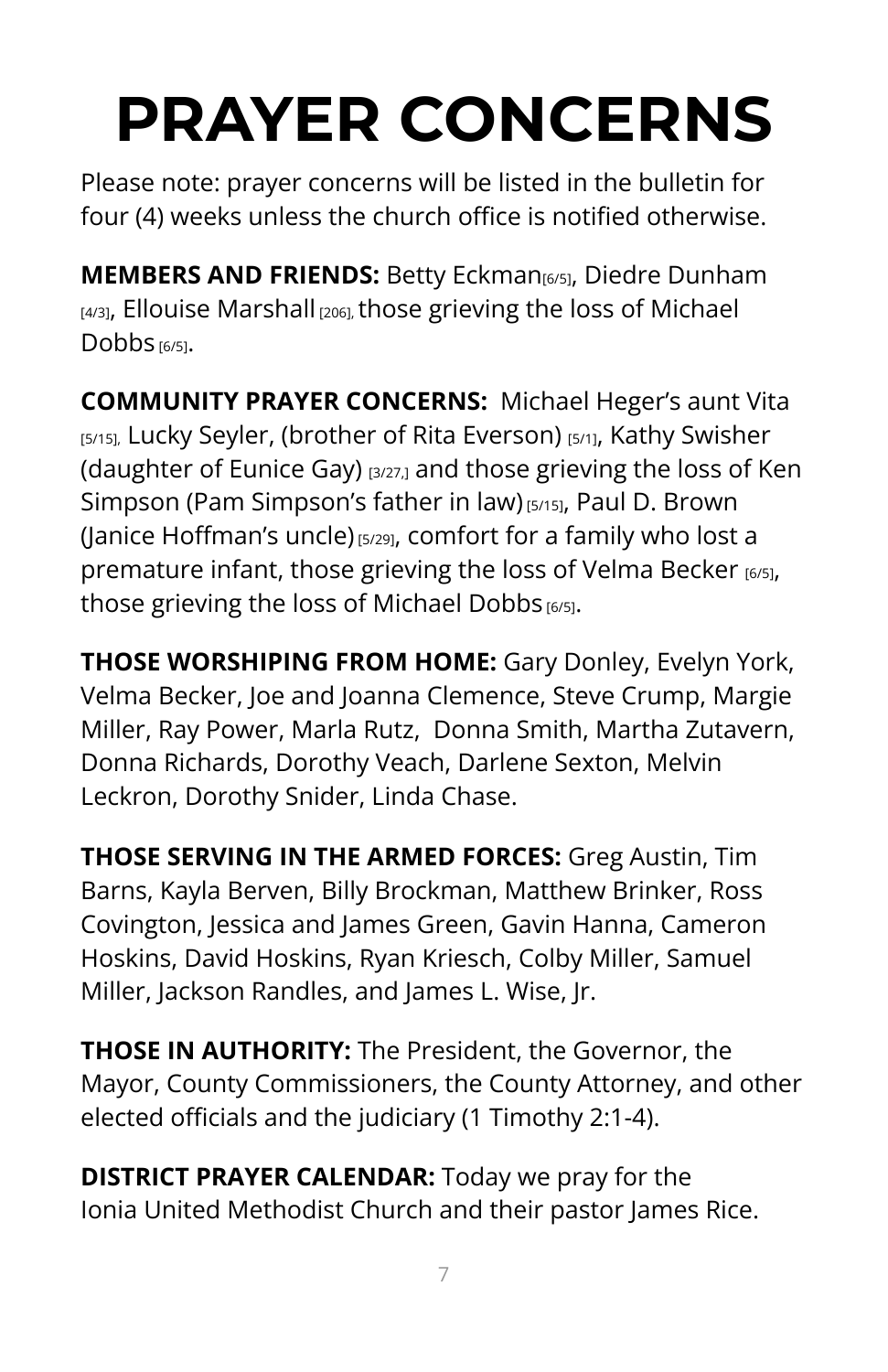# PRAYER CONCERNS

Please note: prayer concerns will be listed in the bulletin for four (4) weeks unless the church office is notified otherwise.

**MEMBERS AND FRIENDS:** Betty Eckman [6/5], Diedre Dunham [4/3], Ellouise Marshall [206], those grieving the loss of Michael Dobbs [6/5].

**COMMUNITY PRAYER CONCERNS:** Michael Heger's aunt Vita [5/15], Lucky Seyler, (brother of Rita Everson) [5/1], Kathy Swisher (daughter of Eunice Gay) [3/27,] and those grieving the loss of Ken Simpson (Pam Simpson's father in law) [5/15], Paul D. Brown (Janice Hoffman's uncle) [5/29], comfort for a family who lost a premature infant, those grieving the loss of Velma Becker [6/5], those grieving the loss of Michael Dobbs [6/5].

**THOSE WORSHIPING FROM HOME:** Gary Donley, Evelyn York, Velma Becker, Joe and Joanna Clemence, Steve Crump, Margie Miller, Ray Power, Marla Rutz, Donna Smith, Martha Zutavern, Donna Richards, Dorothy Veach, Darlene Sexton, Melvin Leckron, Dorothy Snider, Linda Chase.

**THOSE SERVING IN THE ARMED FORCES:** Greg Austin, Tim Barns, Kayla Berven, Billy Brockman, Matthew Brinker, Ross Covington, Jessica and James Green, Gavin Hanna, Cameron Hoskins, David Hoskins, Ryan Kriesch, Colby Miller, Samuel Miller, Jackson Randles, and James L. Wise, Jr.

**THOSE IN AUTHORITY:** The President, the Governor, the Mayor, County Commissioners, the County Attorney, and other elected officials and the judiciary (1 Timothy 2:1-4).

**DISTRICT PRAYER CALENDAR:** Today we pray for the Ionia United Methodist Church and their pastor James Rice.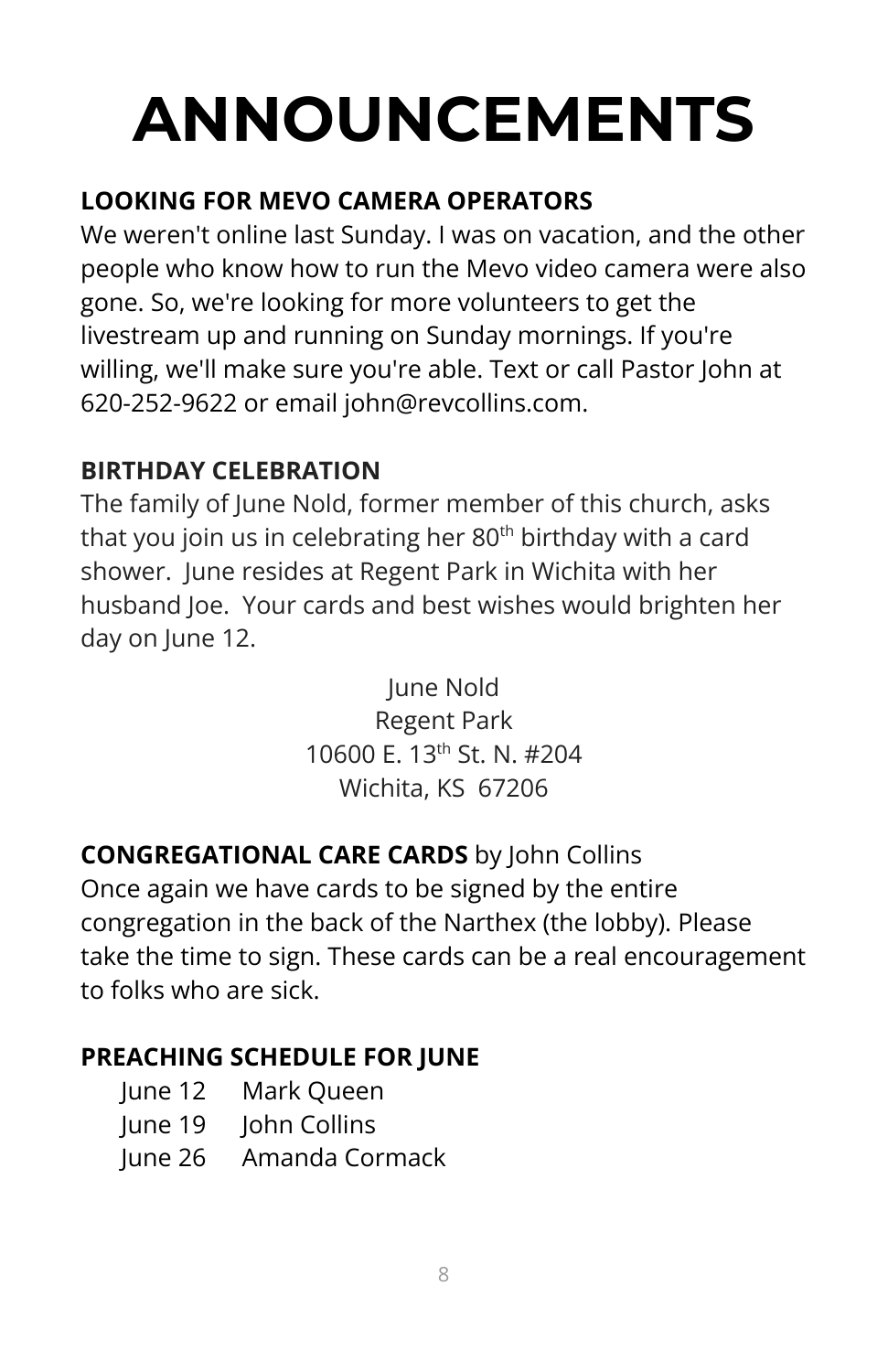# ANNOUNCEMENTS

**LOOKING FOR MEVO CAMERA OPERATORS**

We weren't online last Sunday. I was on vacation, and the other people who know how to run the Mevo video camera were also gone. So, we're looking for more volunteers to get the livestream up and running on Sunday mornings. If you're willing, we'll make sure you're able. Text or call Pastor John at 620-252-9622 or email john@revcollins.com.

**BIRTHDAY CELEBRATION**

The family of June Nold, former member of this church, asks that you join us in celebrating her 80th birthday with a card shower. June resides at Regent Park in Wichita with her husband Joe. Your cards and best wishes would brighten her day on June 12.

June Nold  
Regent Park  
10600 E. 13th St. N. #204  
Wichita, KS 67206

**CONGREGATIONAL CARE CARDS** by John Collins

Once again we have cards to be signed by the entire congregation in the back of the Narthex (the lobby). Please take the time to sign. These cards can be a real encouragement to folks who are sick.

**PREACHING SCHEDULE FOR JUNE**

June 12 Mark Queen  
June 19 John Collins  
June 26 Amanda Cormack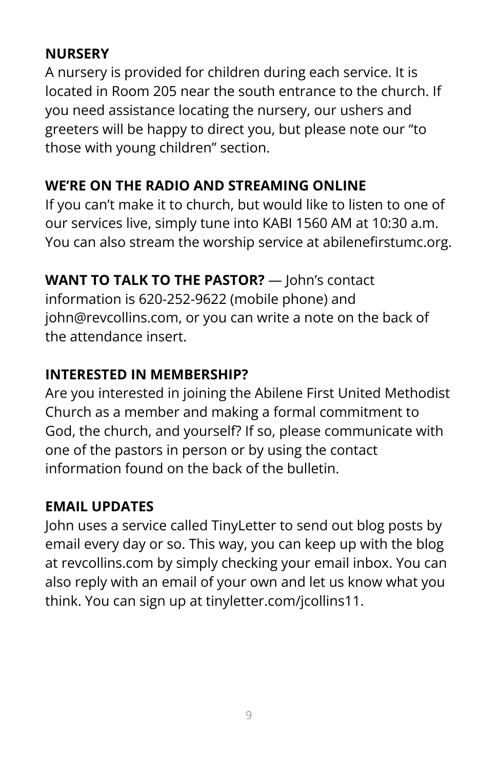**NURSERY**

A nursery is provided for children during each service. It is located in Room 205 near the south entrance to the church. If you need assistance locating the nursery, our ushers and greeters will be happy to direct you, but please note our “to those with young children” section.

**WE’RE ON THE RADIO AND STREAMING ONLINE**

If you can’t make it to church, but would like to listen to one of our services live, simply tune into KABI 1560 AM at 10:30 a.m. You can also stream the worship service at abilenefirstumc.org.

**WANT TO TALK TO THE PASTOR?** — John’s contact information is 620-252-9622 (mobile phone) and john@revcollins.com, or you can write a note on the back of the attendance insert.

**INTERESTED IN MEMBERSHIP?**

Are you interested in joining the Abilene First United Methodist Church as a member and making a formal commitment to God, the church, and yourself? If so, please communicate with one of the pastors in person or by using the contact information found on the back of the bulletin.

**EMAIL UPDATES**

John uses a service called TinyLetter to send out blog posts by email every day or so. This way, you can keep up with the blog at revcollins.com by simply checking your email inbox. You can also reply with an email of your own and let us know what you think. You can sign up at tinyletter.com/jcollins11.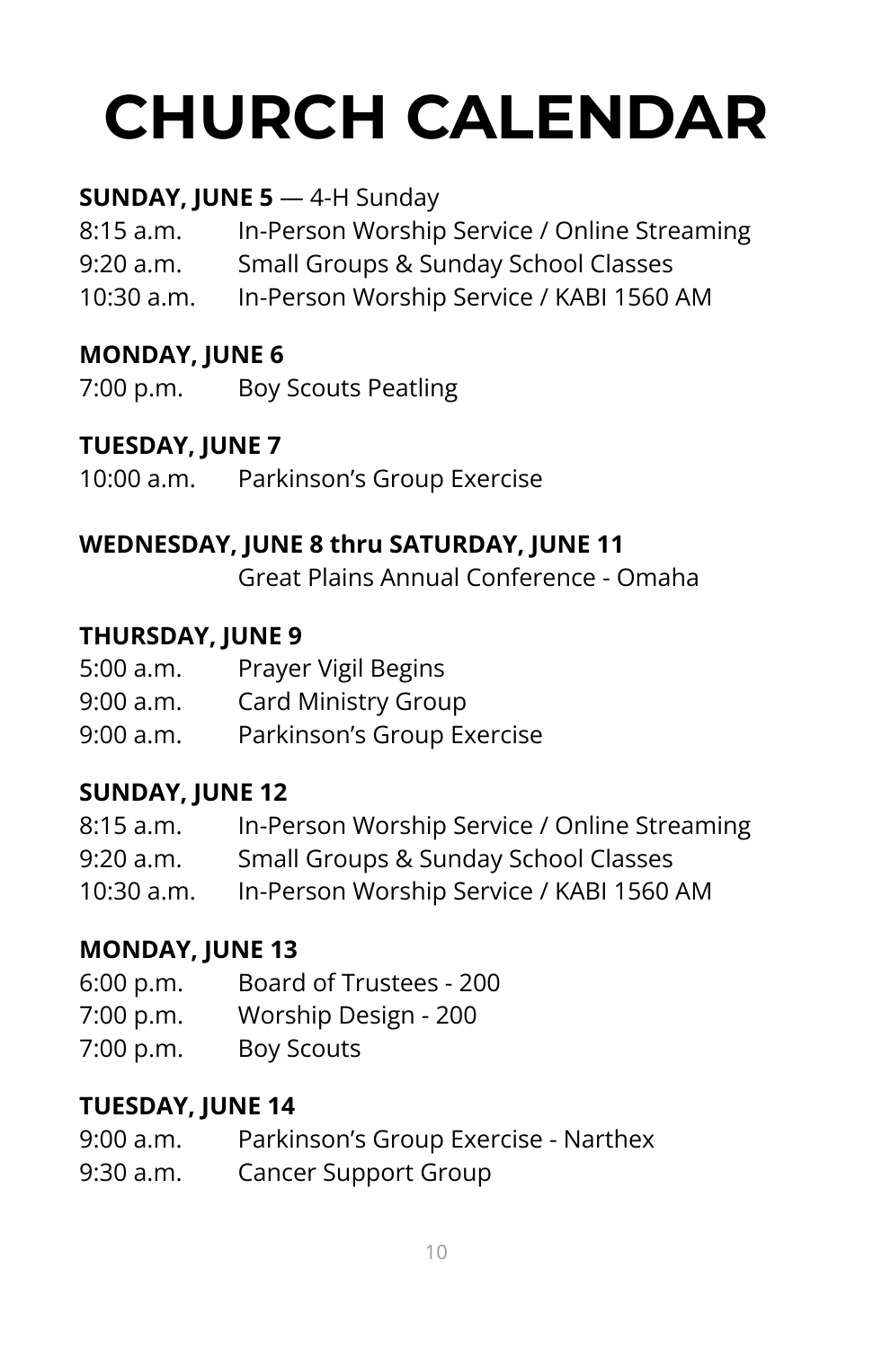# CHURCH CALENDAR

**SUNDAY, JUNE 5** — 4-H Sunday

8:15 a.m. In-Person Worship Service / Online Streaming
9:20 a.m. Small Groups & Sunday School Classes
10:30 a.m. In-Person Worship Service / KABI 1560 AM

**MONDAY, JUNE 6**

7:00 p.m. Boy Scouts Peatling

**TUESDAY, JUNE 7**

10:00 a.m. Parkinson's Group Exercise

**WEDNESDAY, JUNE 8 thru SATURDAY, JUNE 11**

Great Plains Annual Conference - Omaha

**THURSDAY, JUNE 9**

5:00 a.m. Prayer Vigil Begins
9:00 a.m. Card Ministry Group
9:00 a.m. Parkinson's Group Exercise

**SUNDAY, JUNE 12**

8:15 a.m. In-Person Worship Service / Online Streaming
9:20 a.m. Small Groups & Sunday School Classes
10:30 a.m. In-Person Worship Service / KABI 1560 AM

**MONDAY, JUNE 13**

6:00 p.m. Board of Trustees - 200
7:00 p.m. Worship Design - 200
7:00 p.m. Boy Scouts

**TUESDAY, JUNE 14**

9:00 a.m. Parkinson's Group Exercise - Narthex
9:30 a.m. Cancer Support Group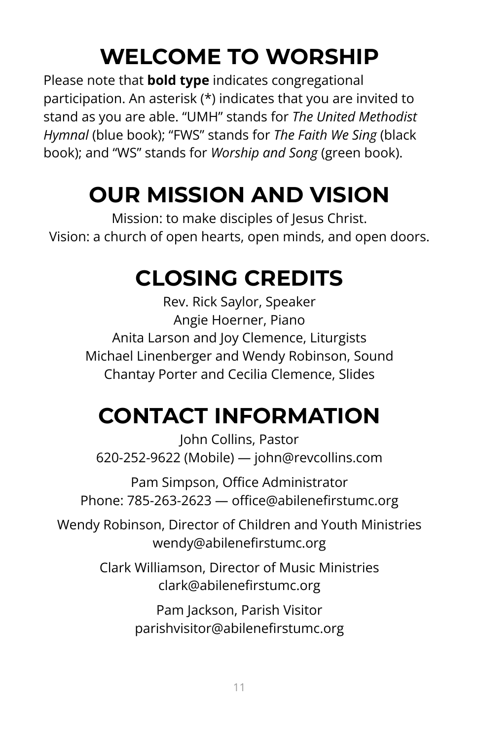# WELCOME TO WORSHIP

Please note that **bold type** indicates congregational participation. An asterisk (*) indicates that you are invited to stand as you are able. “UMH” stands for *The United Methodist Hymnal* (blue book); “FWS” stands for *The Faith We Sing* (black book); and “WS” stands for *Worship and Song* (green book).

# OUR MISSION AND VISION

Mission: to make disciples of Jesus Christ.
Vision: a church of open hearts, open minds, and open doors.

# CLOSING CREDITS

Rev. Rick Saylor, Speaker
Angie Hoerner, Piano
Anita Larson and Joy Clemence, Liturgists
Michael Linenberger and Wendy Robinson, Sound
Chantay Porter and Cecilia Clemence, Slides

# CONTACT INFORMATION

John Collins, Pastor
620-252-9622 (Mobile) — john@revcollins.com

Pam Simpson, Office Administrator
Phone: 785-263-2623 — office@abilenefirstumc.org

Wendy Robinson, Director of Children and Youth Ministries
wendy@abilenefirstumc.org

Clark Williamson, Director of Music Ministries
clark@abilenefirstumc.org

Pam Jackson, Parish Visitor
parishvisitor@abilenefirstumc.org